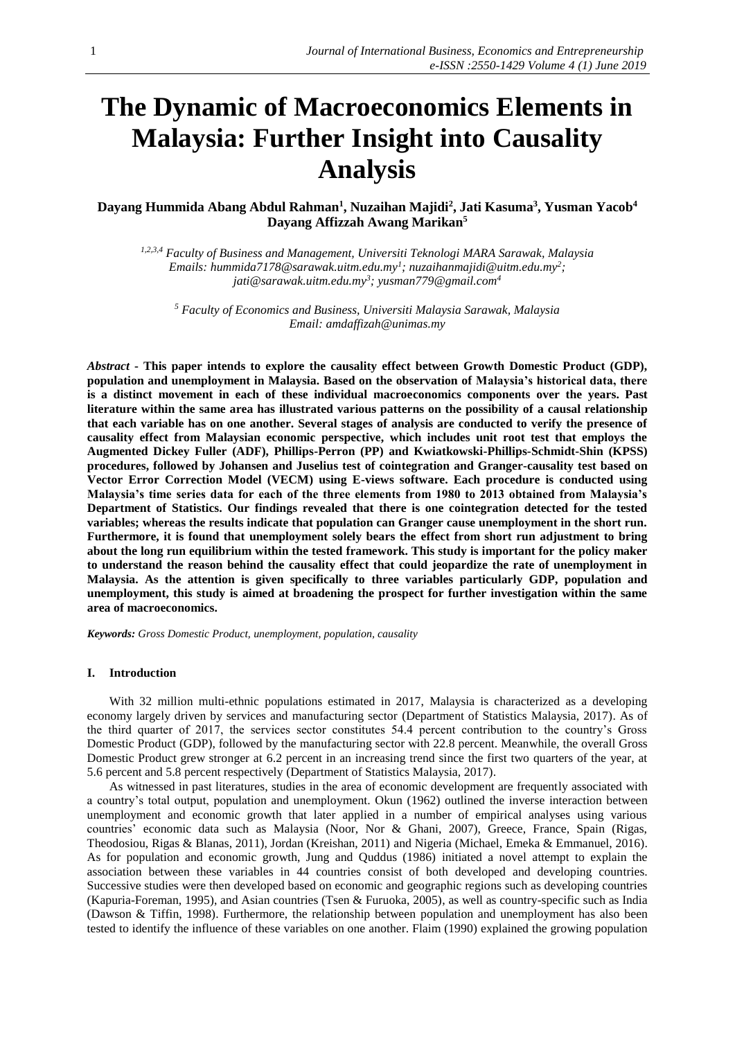# The Dynamic of Macroeconomics Elements in Malaysia: Further Insight into Causality Analysis

**Dayang Hummida Abang Abdul Rahman[1], Nuzaihan Majidi[2], Jati Kasuma[3], Yusman Yacob[4] Dayang Affizzah Awang Marikan[5]**

*[1,2,3,4] Faculty of Business and Management, Universiti Teknologi MARA Sarawak, Malaysia*
*Emails: hummida7178@sarawak.uitm.edu.my[1]; nuzaihanmajidi@uitm.edu.my[2]; jati@sarawak.uitm.edu.my[3]; yusman779@gmail.com[4]*

*[5] Faculty of Economics and Business, Universiti Malaysia Sarawak, Malaysia*
*Email: amdaffizah@unimas.my*

*Abstract* - **This paper intends to explore the causality effect between Growth Domestic Product (GDP), population and unemployment in Malaysia. Based on the observation of Malaysia's historical data, there is a distinct movement in each of these individual macroeconomics components over the years. Past literature within the same area has illustrated various patterns on the possibility of a causal relationship that each variable has on one another. Several stages of analysis are conducted to verify the presence of causality effect from Malaysian economic perspective, which includes unit root test that employs the Augmented Dickey Fuller (ADF), Phillips-Perron (PP) and Kwiatkowski-Phillips-Schmidt-Shin (KPSS) procedures, followed by Johansen and Juselius test of cointegration and Granger-causality test based on Vector Error Correction Model (VECM) using E-views software. Each procedure is conducted using Malaysia's time series data for each of the three elements from 1980 to 2013 obtained from Malaysia's Department of Statistics. Our findings revealed that there is one cointegration detected for the tested variables; whereas the results indicate that population can Granger cause unemployment in the short run. Furthermore, it is found that unemployment solely bears the effect from short run adjustment to bring about the long run equilibrium within the tested framework. This study is important for the policy maker to understand the reason behind the causality effect that could jeopardize the rate of unemployment in Malaysia. As the attention is given specifically to three variables particularly GDP, population and unemployment, this study is aimed at broadening the prospect for further investigation within the same area of macroeconomics.**

***Keywords:*** *Gross Domestic Product, unemployment, population, causality*

## I. Introduction

With 32 million multi-ethnic populations estimated in 2017, Malaysia is characterized as a developing economy largely driven by services and manufacturing sector (Department of Statistics Malaysia, 2017). As of the third quarter of 2017, the services sector constitutes 54.4 percent contribution to the country's Gross Domestic Product (GDP), followed by the manufacturing sector with 22.8 percent. Meanwhile, the overall Gross Domestic Product grew stronger at 6.2 percent in an increasing trend since the first two quarters of the year, at 5.6 percent and 5.8 percent respectively (Department of Statistics Malaysia, 2017).

As witnessed in past literatures, studies in the area of economic development are frequently associated with a country's total output, population and unemployment. Okun (1962) outlined the inverse interaction between unemployment and economic growth that later applied in a number of empirical analyses using various countries' economic data such as Malaysia (Noor, Nor & Ghani, 2007), Greece, France, Spain (Rigas, Theodosiou, Rigas & Blanas, 2011), Jordan (Kreishan, 2011) and Nigeria (Michael, Emeka & Emmanuel, 2016). As for population and economic growth, Jung and Quddus (1986) initiated a novel attempt to explain the association between these variables in 44 countries consist of both developed and developing countries. Successive studies were then developed based on economic and geographic regions such as developing countries (Kapuria-Foreman, 1995), and Asian countries (Tsen & Furuoka, 2005), as well as country-specific such as India (Dawson & Tiffin, 1998). Furthermore, the relationship between population and unemployment has also been tested to identify the influence of these variables on one another. Flaim (1990) explained the growing population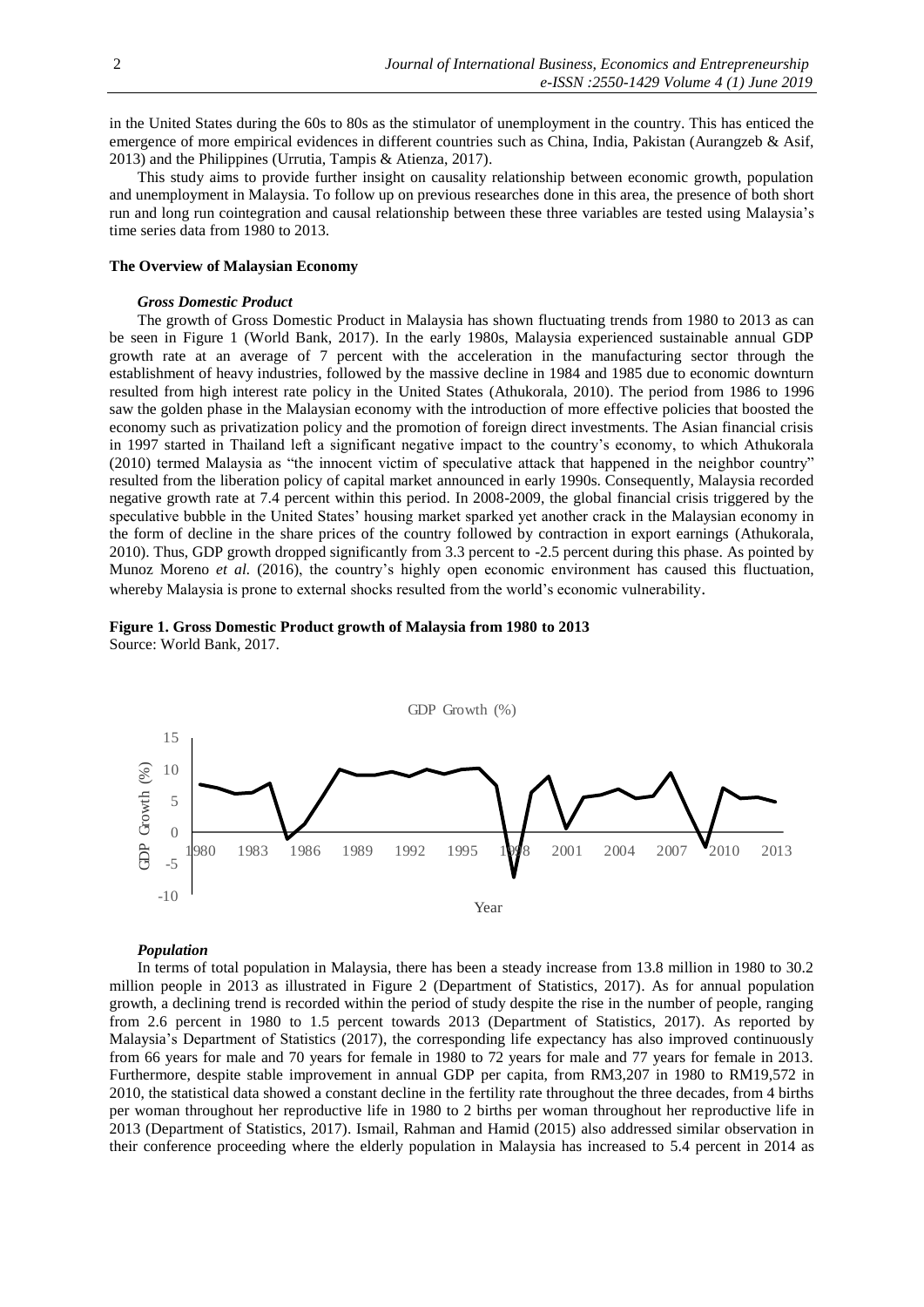in the United States during the 60s to 80s as the stimulator of unemployment in the country. This has enticed the emergence of more empirical evidences in different countries such as China, India, Pakistan (Aurangzeb & Asif, 2013) and the Philippines (Urrutia, Tampis & Atienza, 2017).

This study aims to provide further insight on causality relationship between economic growth, population and unemployment in Malaysia. To follow up on previous researches done in this area, the presence of both short run and long run cointegration and causal relationship between these three variables are tested using Malaysia's time series data from 1980 to 2013.

## The Overview of Malaysian Economy

### *Gross Domestic Product*

The growth of Gross Domestic Product in Malaysia has shown fluctuating trends from 1980 to 2013 as can be seen in Figure 1 (World Bank, 2017). In the early 1980s, Malaysia experienced sustainable annual GDP growth rate at an average of 7 percent with the acceleration in the manufacturing sector through the establishment of heavy industries, followed by the massive decline in 1984 and 1985 due to economic downturn resulted from high interest rate policy in the United States (Athukorala, 2010). The period from 1986 to 1996 saw the golden phase in the Malaysian economy with the introduction of more effective policies that boosted the economy such as privatization policy and the promotion of foreign direct investments. The Asian financial crisis in 1997 started in Thailand left a significant negative impact to the country's economy, to which Athukorala (2010) termed Malaysia as "the innocent victim of speculative attack that happened in the neighbor country" resulted from the liberation policy of capital market announced in early 1990s. Consequently, Malaysia recorded negative growth rate at 7.4 percent within this period. In 2008-2009, the global financial crisis triggered by the speculative bubble in the United States' housing market sparked yet another crack in the Malaysian economy in the form of decline in the share prices of the country followed by contraction in export earnings (Athukorala, 2010). Thus, GDP growth dropped significantly from 3.3 percent to -2.5 percent during this phase. As pointed by Munoz Moreno *et al.* (2016), the country's highly open economic environment has caused this fluctuation, whereby Malaysia is prone to external shocks resulted from the world's economic vulnerability.

**Figure 1. Gross Domestic Product growth of Malaysia from 1980 to 2013**
Source: World Bank, 2017.

### *Population*

In terms of total population in Malaysia, there has been a steady increase from 13.8 million in 1980 to 30.2 million people in 2013 as illustrated in Figure 2 (Department of Statistics, 2017). As for annual population growth, a declining trend is recorded within the period of study despite the rise in the number of people, ranging from 2.6 percent in 1980 to 1.5 percent towards 2013 (Department of Statistics, 2017). As reported by Malaysia's Department of Statistics (2017), the corresponding life expectancy has also improved continuously from 66 years for male and 70 years for female in 1980 to 72 years for male and 77 years for female in 2013. Furthermore, despite stable improvement in annual GDP per capita, from RM3,207 in 1980 to RM19,572 in 2010, the statistical data showed a constant decline in the fertility rate throughout the three decades, from 4 births per woman throughout her reproductive life in 1980 to 2 births per woman throughout her reproductive life in 2013 (Department of Statistics, 2017). Ismail, Rahman and Hamid (2015) also addressed similar observation in their conference proceeding where the elderly population in Malaysia has increased to 5.4 percent in 2014 as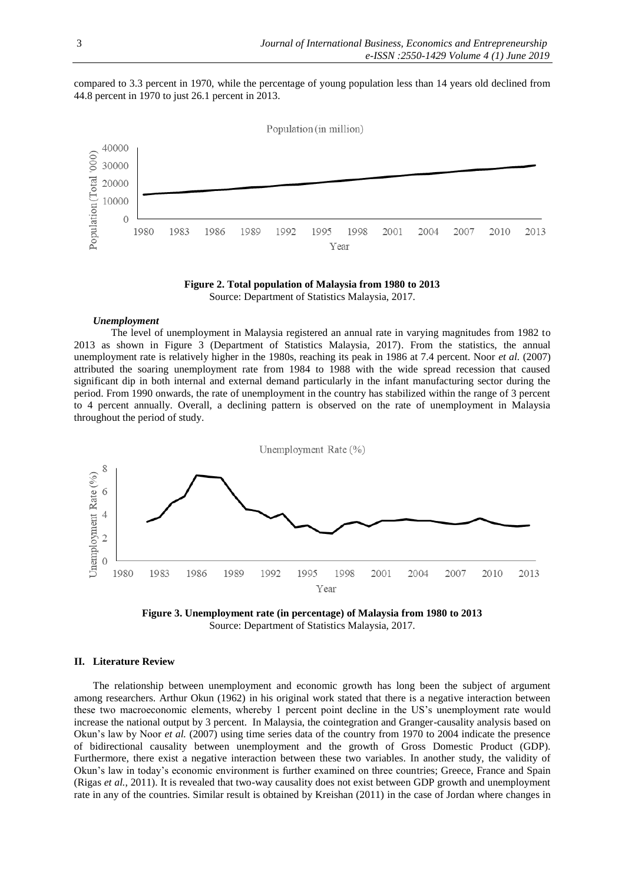compared to 3.3 percent in 1970, while the percentage of young population less than 14 years old declined from 44.8 percent in 1970 to just 26.1 percent in 2013.

**Figure 2. Total population of Malaysia from 1980 to 2013**
Source: Department of Statistics Malaysia, 2017.

***Unemployment***

The level of unemployment in Malaysia registered an annual rate in varying magnitudes from 1982 to 2013 as shown in Figure 3 (Department of Statistics Malaysia, 2017). From the statistics, the annual unemployment rate is relatively higher in the 1980s, reaching its peak in 1986 at 7.4 percent. Noor *et al.* (2007) attributed the soaring unemployment rate from 1984 to 1988 with the wide spread recession that caused significant dip in both internal and external demand particularly in the infant manufacturing sector during the period. From 1990 onwards, the rate of unemployment in the country has stabilized within the range of 3 percent to 4 percent annually. Overall, a declining pattern is observed on the rate of unemployment in Malaysia throughout the period of study.

**Figure 3. Unemployment rate (in percentage) of Malaysia from 1980 to 2013**
Source: Department of Statistics Malaysia, 2017.

## II. Literature Review

The relationship between unemployment and economic growth has long been the subject of argument among researchers. Arthur Okun (1962) in his original work stated that there is a negative interaction between these two macroeconomic elements, whereby 1 percent point decline in the US's unemployment rate would increase the national output by 3 percent. In Malaysia, the cointegration and Granger-causality analysis based on Okun's law by Noor *et al.* (2007) using time series data of the country from 1970 to 2004 indicate the presence of bidirectional causality between unemployment and the growth of Gross Domestic Product (GDP). Furthermore, there exist a negative interaction between these two variables. In another study, the validity of Okun's law in today's economic environment is further examined on three countries; Greece, France and Spain (Rigas *et al.*, 2011). It is revealed that two-way causality does not exist between GDP growth and unemployment rate in any of the countries. Similar result is obtained by Kreishan (2011) in the case of Jordan where changes in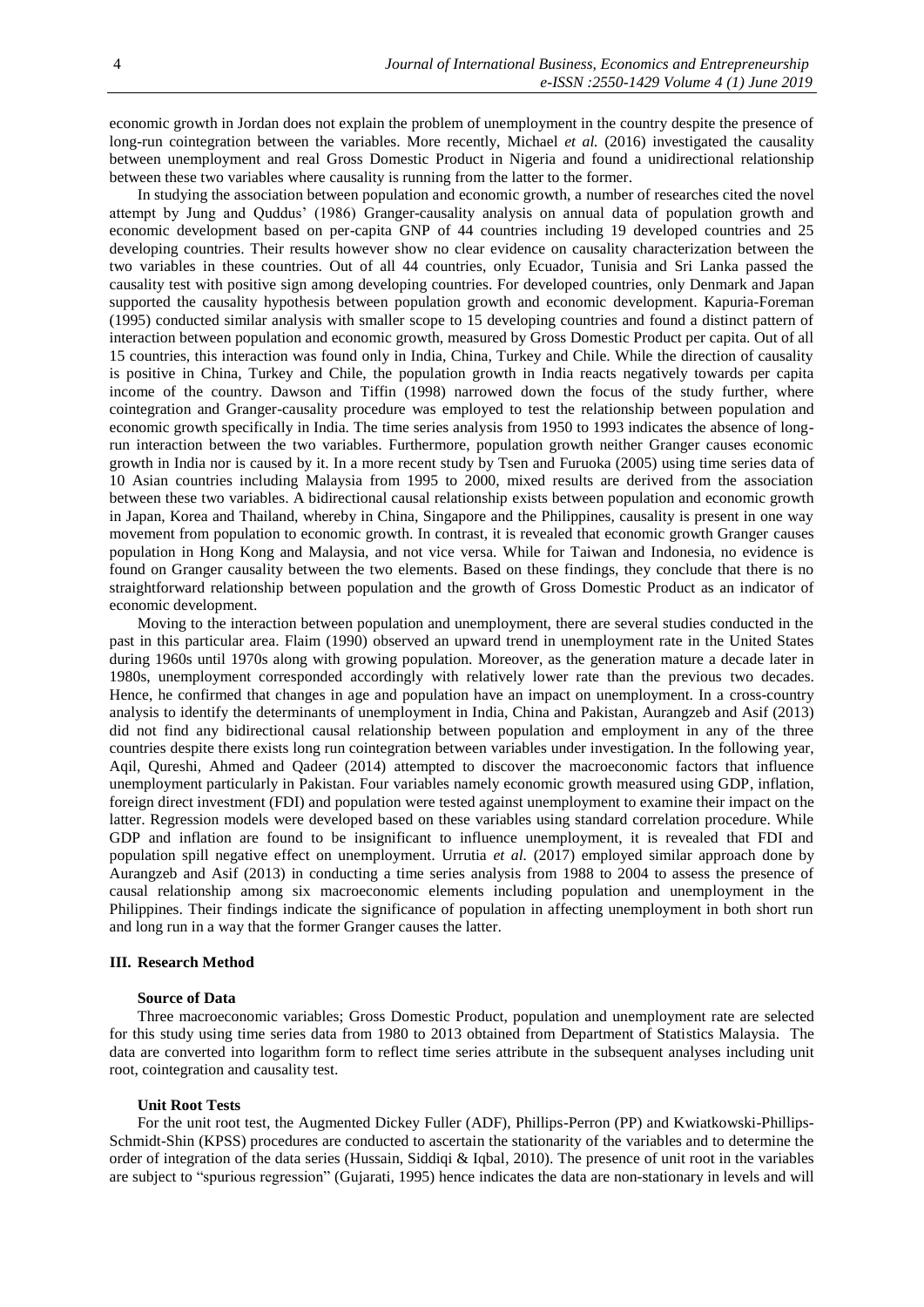economic growth in Jordan does not explain the problem of unemployment in the country despite the presence of long-run cointegration between the variables. More recently, Michael *et al.* (2016) investigated the causality between unemployment and real Gross Domestic Product in Nigeria and found a unidirectional relationship between these two variables where causality is running from the latter to the former.

In studying the association between population and economic growth, a number of researches cited the novel attempt by Jung and Quddus' (1986) Granger-causality analysis on annual data of population growth and economic development based on per-capita GNP of 44 countries including 19 developed countries and 25 developing countries. Their results however show no clear evidence on causality characterization between the two variables in these countries. Out of all 44 countries, only Ecuador, Tunisia and Sri Lanka passed the causality test with positive sign among developing countries. For developed countries, only Denmark and Japan supported the causality hypothesis between population growth and economic development. Kapuria-Foreman (1995) conducted similar analysis with smaller scope to 15 developing countries and found a distinct pattern of interaction between population and economic growth, measured by Gross Domestic Product per capita. Out of all 15 countries, this interaction was found only in India, China, Turkey and Chile. While the direction of causality is positive in China, Turkey and Chile, the population growth in India reacts negatively towards per capita income of the country. Dawson and Tiffin (1998) narrowed down the focus of the study further, where cointegration and Granger-causality procedure was employed to test the relationship between population and economic growth specifically in India. The time series analysis from 1950 to 1993 indicates the absence of long-run interaction between the two variables. Furthermore, population growth neither Granger causes economic growth in India nor is caused by it. In a more recent study by Tsen and Furuoka (2005) using time series data of 10 Asian countries including Malaysia from 1995 to 2000, mixed results are derived from the association between these two variables. A bidirectional causal relationship exists between population and economic growth in Japan, Korea and Thailand, whereby in China, Singapore and the Philippines, causality is present in one way movement from population to economic growth. In contrast, it is revealed that economic growth Granger causes population in Hong Kong and Malaysia, and not vice versa. While for Taiwan and Indonesia, no evidence is found on Granger causality between the two elements. Based on these findings, they conclude that there is no straightforward relationship between population and the growth of Gross Domestic Product as an indicator of economic development.

Moving to the interaction between population and unemployment, there are several studies conducted in the past in this particular area. Flaim (1990) observed an upward trend in unemployment rate in the United States during 1960s until 1970s along with growing population. Moreover, as the generation mature a decade later in 1980s, unemployment corresponded accordingly with relatively lower rate than the previous two decades. Hence, he confirmed that changes in age and population have an impact on unemployment. In a cross-country analysis to identify the determinants of unemployment in India, China and Pakistan, Aurangzeb and Asif (2013) did not find any bidirectional causal relationship between population and employment in any of the three countries despite there exists long run cointegration between variables under investigation. In the following year, Aqil, Qureshi, Ahmed and Qadeer (2014) attempted to discover the macroeconomic factors that influence unemployment particularly in Pakistan. Four variables namely economic growth measured using GDP, inflation, foreign direct investment (FDI) and population were tested against unemployment to examine their impact on the latter. Regression models were developed based on these variables using standard correlation procedure. While GDP and inflation are found to be insignificant to influence unemployment, it is revealed that FDI and population spill negative effect on unemployment. Urrutia *et al.* (2017) employed similar approach done by Aurangzeb and Asif (2013) in conducting a time series analysis from 1988 to 2004 to assess the presence of causal relationship among six macroeconomic elements including population and unemployment in the Philippines. Their findings indicate the significance of population in affecting unemployment in both short run and long run in a way that the former Granger causes the latter.

## III. Research Method

### Source of Data

Three macroeconomic variables; Gross Domestic Product, population and unemployment rate are selected for this study using time series data from 1980 to 2013 obtained from Department of Statistics Malaysia. The data are converted into logarithm form to reflect time series attribute in the subsequent analyses including unit root, cointegration and causality test.

### Unit Root Tests

For the unit root test, the Augmented Dickey Fuller (ADF), Phillips-Perron (PP) and Kwiatkowski-Phillips-Schmidt-Shin (KPSS) procedures are conducted to ascertain the stationarity of the variables and to determine the order of integration of the data series (Hussain, Siddiqi & Iqbal, 2010). The presence of unit root in the variables are subject to "spurious regression" (Gujarati, 1995) hence indicates the data are non-stationary in levels and will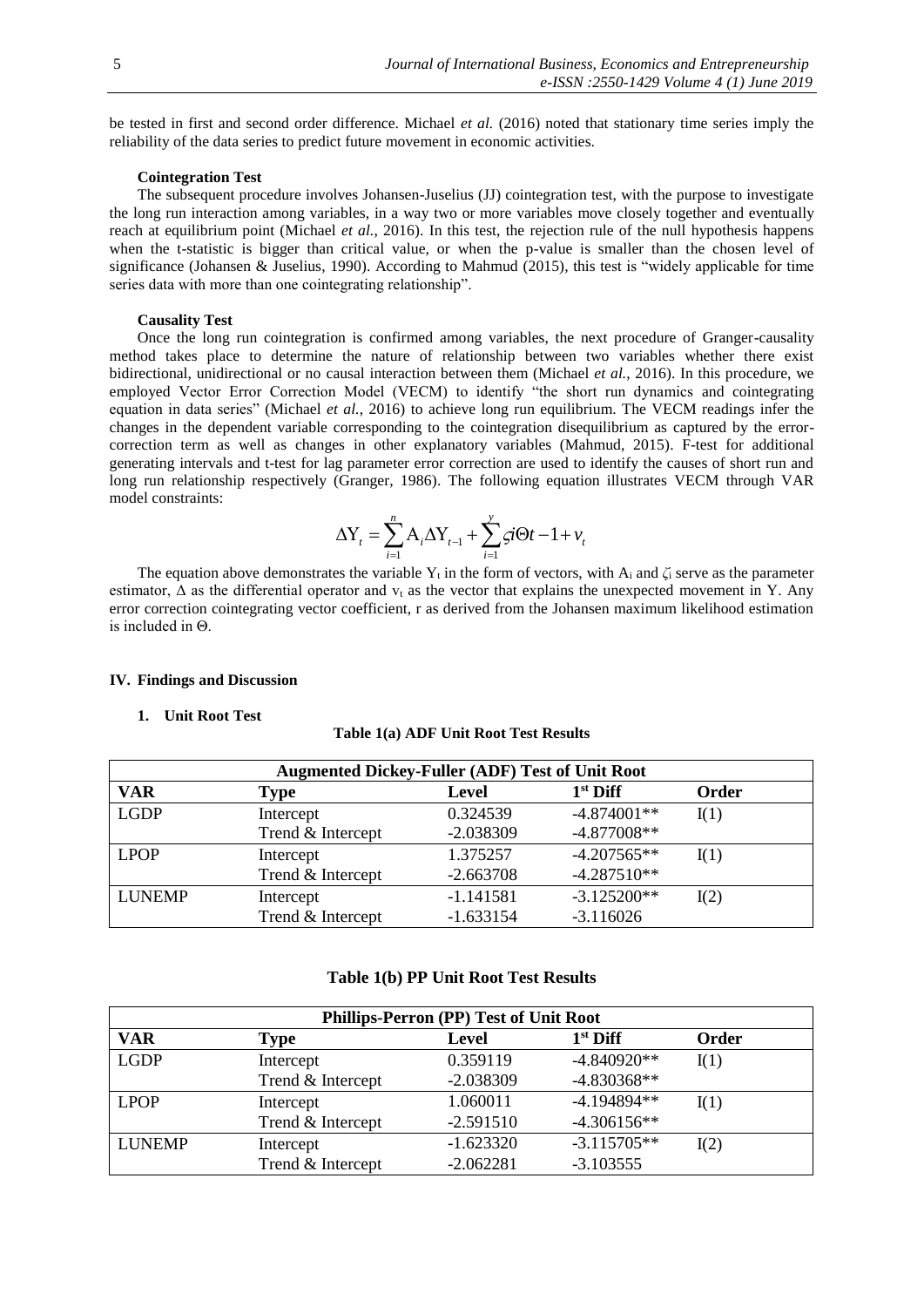be tested in first and second order difference. Michael *et al.* (2016) noted that stationary time series imply the reliability of the data series to predict future movement in economic activities.

**Cointegration Test**

The subsequent procedure involves Johansen-Juselius (JJ) cointegration test, with the purpose to investigate the long run interaction among variables, in a way two or more variables move closely together and eventually reach at equilibrium point (Michael *et al.*, 2016). In this test, the rejection rule of the null hypothesis happens when the t-statistic is bigger than critical value, or when the p-value is smaller than the chosen level of significance (Johansen & Juselius, 1990). According to Mahmud (2015), this test is "widely applicable for time series data with more than one cointegrating relationship".

**Causality Test**

Once the long run cointegration is confirmed among variables, the next procedure of Granger-causality method takes place to determine the nature of relationship between two variables whether there exist bidirectional, unidirectional or no causal interaction between them (Michael *et al.*, 2016). In this procedure, we employed Vector Error Correction Model (VECM) to identify "the short run dynamics and cointegrating equation in data series" (Michael *et al.*, 2016) to achieve long run equilibrium. The VECM readings infer the changes in the dependent variable corresponding to the cointegration disequilibrium as captured by the error-correction term as well as changes in other explanatory variables (Mahmud, 2015). F-test for additional generating intervals and t-test for lag parameter error correction are used to identify the causes of short run and long run relationship respectively (Granger, 1986). The following equation illustrates VECM through VAR model constraints:

$$\Delta Y_t = \sum_{i=1}^{n} A_i \Delta Y_{t-1} + \sum_{i=1}^{y} \varsigma i \Theta t - 1 + v_t$$

The equation above demonstrates the variable $Y_t$ in the form of vectors, with $A_i$ and $\zeta_i$ serve as the parameter estimator, $\Delta$ as the differential operator and $v_t$ as the vector that explains the unexpected movement in Y. Any error correction cointegrating vector coefficient, r as derived from the Johansen maximum likelihood estimation is included in $\Theta$.

## IV. Findings and Discussion

### 1. Unit Root Test

**Table 1(a) ADF Unit Root Test Results**

| Augmented Dickey-Fuller (ADF) Test of Unit Root | | | | |
|---|---|---|---|---|
| **VAR** | **Type** | **Level** | **1st Diff** | **Order** |
| LGDP | Intercept | 0.324539 | -4.874001** | I(1) |
| | Trend & Intercept | -2.038309 | -4.877008** | |
| LPOP | Intercept | 1.375257 | -4.207565** | I(1) |
| | Trend & Intercept | -2.663708 | -4.287510** | |
| LUNEMP | Intercept | -1.141581 | -3.125200** | I(2) |
| | Trend & Intercept | -1.633154 | -3.116026 | |

**Table 1(b) PP Unit Root Test Results**

| Phillips-Perron (PP) Test of Unit Root | | | | |
|---|---|---|---|---|
| **VAR** | **Type** | **Level** | **1st Diff** | **Order** |
| LGDP | Intercept | 0.359119 | -4.840920** | I(1) |
| | Trend & Intercept | -2.038309 | -4.830368** | |
| LPOP | Intercept | 1.060011 | -4.194894** | I(1) |
| | Trend & Intercept | -2.591510 | -4.306156** | |
| LUNEMP | Intercept | -1.623320 | -3.115705** | I(2) |
| | Trend & Intercept | -2.062281 | -3.103555 | |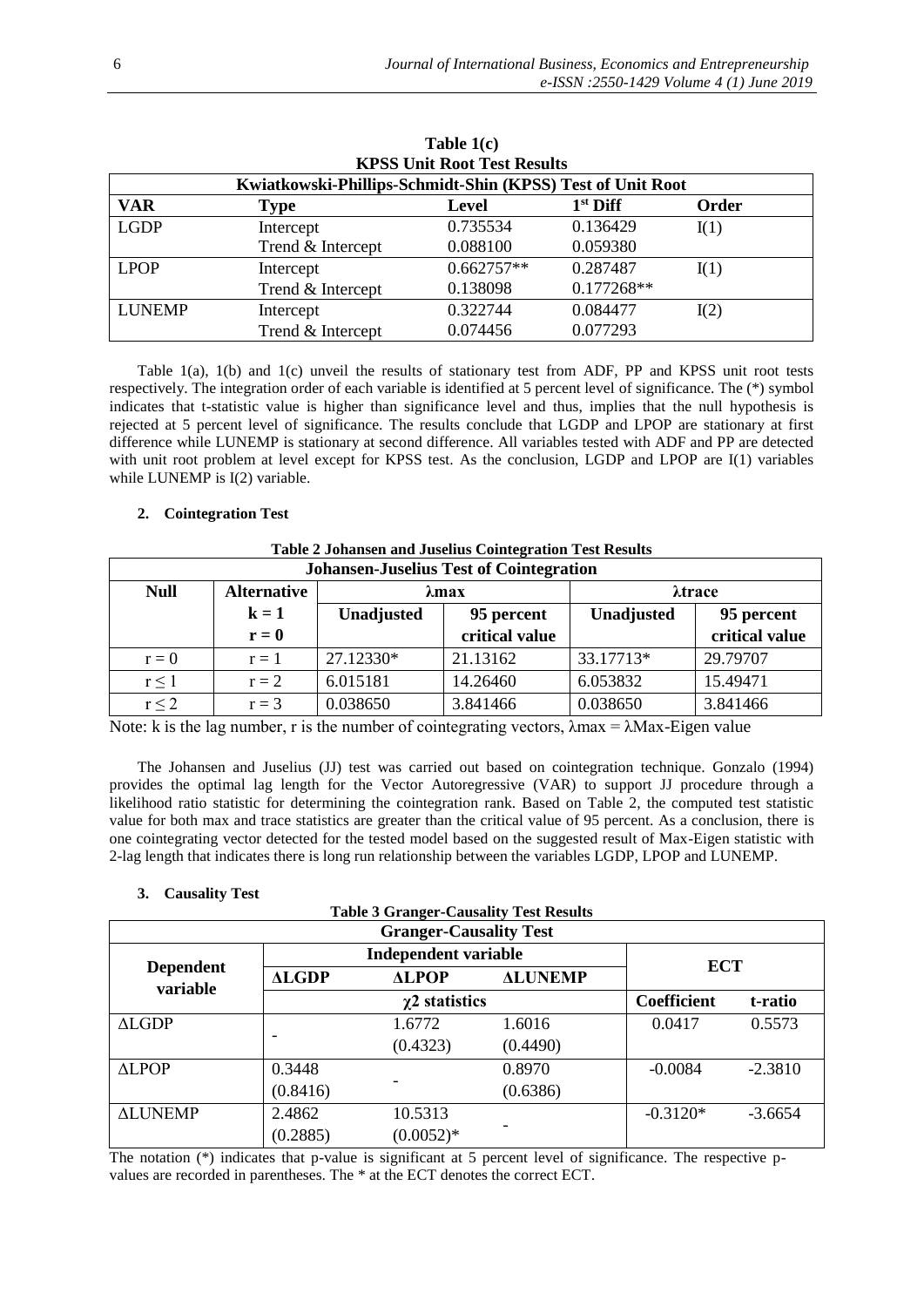**Table 1(c)**
**KPSS Unit Root Test Results**

| Kwiatkowski-Phillips-Schmidt-Shin (KPSS) Test of Unit Root | | | | |
|---|---|---|---|---|
| **VAR** | **Type** | **Level** | **1st Diff** | **Order** |
| LGDP | Intercept | 0.735534 | 0.136429 | I(1) |
| | Trend & Intercept | 0.088100 | 0.059380 | |
| LPOP | Intercept | 0.662757** | 0.287487 | I(1) |
| | Trend & Intercept | 0.138098 | 0.177268** | |
| LUNEMP | Intercept | 0.322744 | 0.084477 | I(2) |
| | Trend & Intercept | 0.074456 | 0.077293 | |

Table 1(a), 1(b) and 1(c) unveil the results of stationary test from ADF, PP and KPSS unit root tests respectively. The integration order of each variable is identified at 5 percent level of significance. The (*) symbol indicates that t-statistic value is higher than significance level and thus, implies that the null hypothesis is rejected at 5 percent level of significance. The results conclude that LGDP and LPOP are stationary at first difference while LUNEMP is stationary at second difference. All variables tested with ADF and PP are detected with unit root problem at level except for KPSS test. As the conclusion, LGDP and LPOP are I(1) variables while LUNEMP is I(2) variable.

## 2. Cointegration Test

**Table 2 Johansen and Juselius Cointegration Test Results**

| Johansen-Juselius Test of Cointegration | | | | | |
|---|---|---|---|---|---|
| **Null** | **Alternative** | **λmax** | | **λtrace** | |
| | **k = 1** **r = 0** | **Unadjusted** | **95 percent critical value** | **Unadjusted** | **95 percent critical value** |
| $r = 0$ | $r = 1$ | 27.12330* | 21.13162 | 33.17713* | 29.79707 |
| $r \leq 1$ | $r = 2$ | 6.015181 | 14.26460 | 6.053832 | 15.49471 |
| $r \leq 2$ | $r = 3$ | 0.038650 | 3.841466 | 0.038650 | 3.841466 |

Note: k is the lag number, r is the number of cointegrating vectors, λmax = λMax-Eigen value

The Johansen and Juselius (JJ) test was carried out based on cointegration technique. Gonzalo (1994) provides the optimal lag length for the Vector Autoregressive (VAR) to support JJ procedure through a likelihood ratio statistic for determining the cointegration rank. Based on Table 2, the computed test statistic value for both max and trace statistics are greater than the critical value of 95 percent. As a conclusion, there is one cointegrating vector detected for the tested model based on the suggested result of Max-Eigen statistic with 2-lag length that indicates there is long run relationship between the variables LGDP, LPOP and LUNEMP.

## 3. Causality Test

**Table 3 Granger-Causality Test Results**

| Granger-Causality Test | | | | | |
|---|---|---|---|---|---|
| **Dependent variable** | **Independent variable** | | | **ECT** | |
| | **ΔLGDP** | **ΔLPOP** | **ΔLUNEMP** | | |
| | **χ2 statistics** | | | **Coefficient** | **t-ratio** |
| ΔLGDP | - | 1.6772 (0.4323) | 1.6016 (0.4490) | 0.0417 | 0.5573 |
| ΔLPOP | 0.3448 (0.8416) | - | 0.8970 (0.6386) | -0.0084 | -2.3810 |
| ΔLUNEMP | 2.4862 (0.2885) | 10.5313 (0.0052)* | - | -0.3120* | -3.6654 |

The notation (*) indicates that p-value is significant at 5 percent level of significance. The respective p-values are recorded in parentheses. The * at the ECT denotes the correct ECT.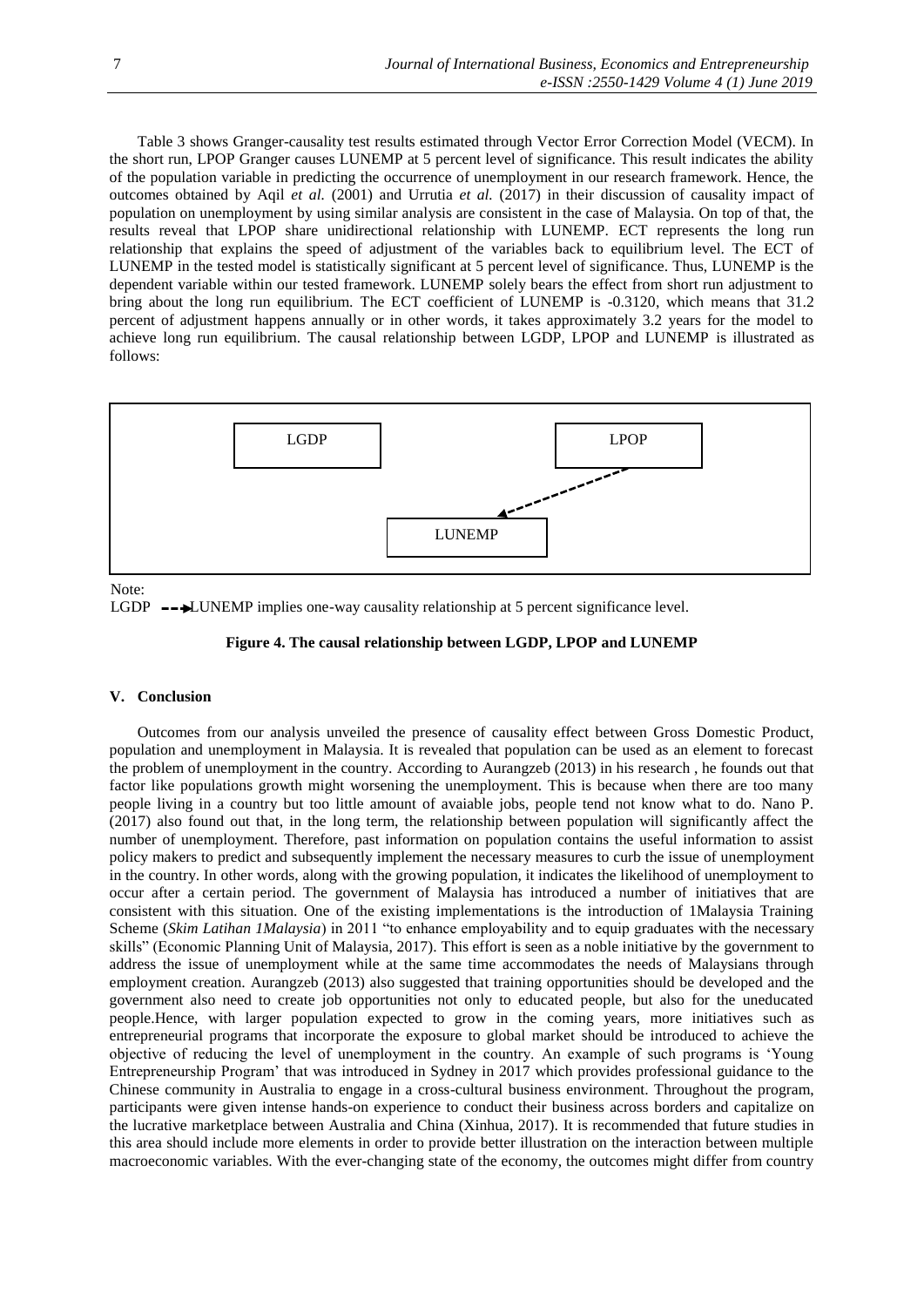Table 3 shows Granger-causality test results estimated through Vector Error Correction Model (VECM). In the short run, LPOP Granger causes LUNEMP at 5 percent level of significance. This result indicates the ability of the population variable in predicting the occurrence of unemployment in our research framework. Hence, the outcomes obtained by Aqil *et al.* (2001) and Urrutia *et al.* (2017) in their discussion of causality impact of population on unemployment by using similar analysis are consistent in the case of Malaysia. On top of that, the results reveal that LPOP share unidirectional relationship with LUNEMP. ECT represents the long run relationship that explains the speed of adjustment of the variables back to equilibrium level. The ECT of LUNEMP in the tested model is statistically significant at 5 percent level of significance. Thus, LUNEMP is the dependent variable within our tested framework. LUNEMP solely bears the effect from short run adjustment to bring about the long run equilibrium. The ECT coefficient of LUNEMP is -0.3120, which means that 31.2 percent of adjustment happens annually or in other words, it takes approximately 3.2 years for the model to achieve long run equilibrium. The causal relationship between LGDP, LPOP and LUNEMP is illustrated as follows:

LGDP LPOP LUNEMP

Note:
LGDP - - → LUNEMP implies one-way causality relationship at 5 percent significance level.

**Figure 4. The causal relationship between LGDP, LPOP and LUNEMP**

### V. Conclusion

Outcomes from our analysis unveiled the presence of causality effect between Gross Domestic Product, population and unemployment in Malaysia. It is revealed that population can be used as an element to forecast the problem of unemployment in the country. According to Aurangzeb (2013) in his research , he founds out that factor like populations growth might worsening the unemployment. This is because when there are too many people living in a country but too little amount of avaiable jobs, people tend not know what to do. Nano P. (2017) also found out that, in the long term, the relationship between population will significantly affect the number of unemployment. Therefore, past information on population contains the useful information to assist policy makers to predict and subsequently implement the necessary measures to curb the issue of unemployment in the country. In other words, along with the growing population, it indicates the likelihood of unemployment to occur after a certain period. The government of Malaysia has introduced a number of initiatives that are consistent with this situation. One of the existing implementations is the introduction of 1Malaysia Training Scheme (*Skim Latihan 1Malaysia*) in 2011 "to enhance employability and to equip graduates with the necessary skills" (Economic Planning Unit of Malaysia, 2017). This effort is seen as a noble initiative by the government to address the issue of unemployment while at the same time accommodates the needs of Malaysians through employment creation. Aurangzeb (2013) also suggested that training opportunities should be developed and the government also need to create job opportunities not only to educated people, but also for the uneducated people.Hence, with larger population expected to grow in the coming years, more initiatives such as entrepreneurial programs that incorporate the exposure to global market should be introduced to achieve the objective of reducing the level of unemployment in the country. An example of such programs is 'Young Entrepreneurship Program' that was introduced in Sydney in 2017 which provides professional guidance to the Chinese community in Australia to engage in a cross-cultural business environment. Throughout the program, participants were given intense hands-on experience to conduct their business across borders and capitalize on the lucrative marketplace between Australia and China (Xinhua, 2017). It is recommended that future studies in this area should include more elements in order to provide better illustration on the interaction between multiple macroeconomic variables. With the ever-changing state of the economy, the outcomes might differ from country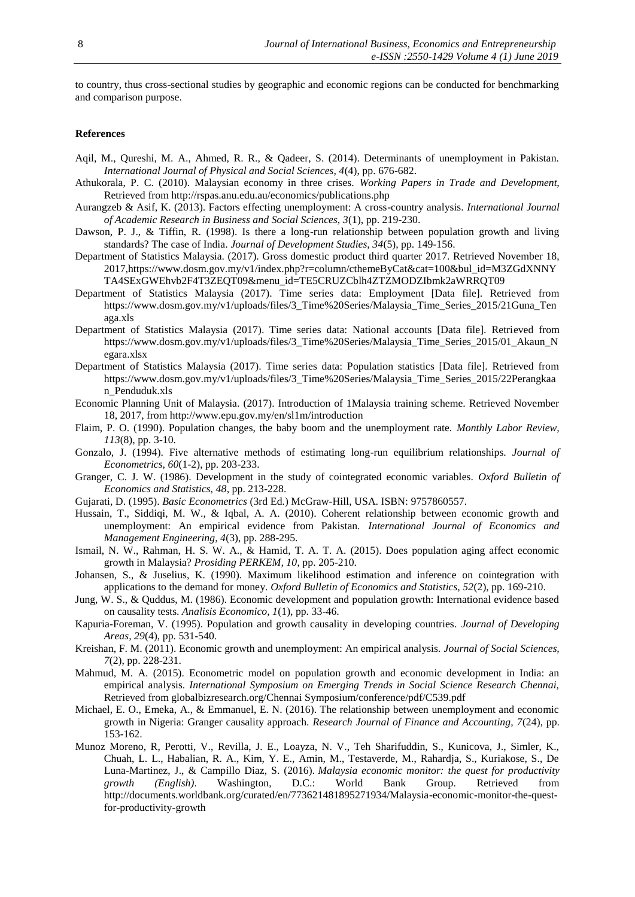to country, thus cross-sectional studies by geographic and economic regions can be conducted for benchmarking and comparison purpose.

**References**

Aqil, M., Qureshi, M. A., Ahmed, R. R., & Qadeer, S. (2014). Determinants of unemployment in Pakistan. *International Journal of Physical and Social Sciences, 4*(4), pp. 676-682.

Athukorala, P. C. (2010). Malaysian economy in three crises. *Working Papers in Trade and Development,* Retrieved from http://rspas.anu.edu.au/economics/publications.php

Aurangzeb & Asif, K. (2013). Factors effecting unemployment: A cross-country analysis. *International Journal of Academic Research in Business and Social Sciences, 3*(1), pp. 219-230.

Dawson, P. J., & Tiffin, R. (1998). Is there a long-run relationship between population growth and living standards? The case of India. *Journal of Development Studies, 34*(5), pp. 149-156.

Department of Statistics Malaysia. (2017). Gross domestic product third quarter 2017. Retrieved November 18, 2017,https://www.dosm.gov.my/v1/index.php?r=column/cthemeByCat&cat=100&bul_id=M3ZGdXNNYTA4SExGWEhvb2F4T3ZEQT09&menu_id=TE5CRUZCblh4ZTZMODZIbmk2aWRRQT09

Department of Statistics Malaysia (2017). Time series data: Employment [Data file]. Retrieved from https://www.dosm.gov.my/v1/uploads/files/3_Time%20Series/Malaysia_Time_Series_2015/21Guna_Tenaga.xls

Department of Statistics Malaysia (2017). Time series data: National accounts [Data file]. Retrieved from https://www.dosm.gov.my/v1/uploads/files/3_Time%20Series/Malaysia_Time_Series_2015/01_Akaun_Negara.xlsx

Department of Statistics Malaysia (2017). Time series data: Population statistics [Data file]. Retrieved from https://www.dosm.gov.my/v1/uploads/files/3_Time%20Series/Malaysia_Time_Series_2015/22Perangkaan_Penduduk.xls

Economic Planning Unit of Malaysia. (2017). Introduction of 1Malaysia training scheme. Retrieved November 18, 2017, from http://www.epu.gov.my/en/sl1m/introduction

Flaim, P. O. (1990). Population changes, the baby boom and the unemployment rate. *Monthly Labor Review, 113*(8), pp. 3-10.

Gonzalo, J. (1994). Five alternative methods of estimating long-run equilibrium relationships. *Journal of Econometrics, 60*(1-2), pp. 203-233.

Granger, C. J. W. (1986). Development in the study of cointegrated economic variables. *Oxford Bulletin of Economics and Statistics, 48*, pp. 213-228.

Gujarati, D. (1995). *Basic Econometrics* (3rd Ed.) McGraw-Hill, USA. ISBN: 9757860557.

Hussain, T., Siddiqi, M. W., & Iqbal, A. A. (2010). Coherent relationship between economic growth and unemployment: An empirical evidence from Pakistan. *International Journal of Economics and Management Engineering, 4*(3), pp. 288-295.

Ismail, N. W., Rahman, H. S. W. A., & Hamid, T. A. T. A. (2015). Does population aging affect economic growth in Malaysia? *Prosiding PERKEM, 10*, pp. 205-210.

Johansen, S., & Juselius, K. (1990). Maximum likelihood estimation and inference on cointegration with applications to the demand for money. *Oxford Bulletin of Economics and Statistics, 52*(2), pp. 169-210.

Jung, W. S., & Quddus, M. (1986). Economic development and population growth: International evidence based on causality tests. *Analisis Economico, 1*(1), pp. 33-46.

Kapuria-Foreman, V. (1995). Population and growth causality in developing countries. *Journal of Developing Areas, 29*(4), pp. 531-540.

Kreishan, F. M. (2011). Economic growth and unemployment: An empirical analysis. *Journal of Social Sciences, 7*(2), pp. 228-231.

Mahmud, M. A. (2015). Econometric model on population growth and economic development in India: an empirical analysis. *International Symposium on Emerging Trends in Social Science Research Chennai,* Retrieved from globalbizresearch.org/Chennai Symposium/conference/pdf/C539.pdf

Michael, E. O., Emeka, A., & Emmanuel, E. N. (2016). The relationship between unemployment and economic growth in Nigeria: Granger causality approach. *Research Journal of Finance and Accounting, 7*(24), pp. 153-162.

Munoz Moreno, R, Perotti, V., Revilla, J. E., Loayza, N. V., Teh Sharifuddin, S., Kunicova, J., Simler, K., Chuah, L. L., Habalian, R. A., Kim, Y. E., Amin, M., Testaverde, M., Rahardja, S., Kuriakose, S., De Luna-Martinez, J., & Campillo Diaz, S. (2016). *Malaysia economic monitor: the quest for productivity growth (English)*. Washington, D.C.: World Bank Group. Retrieved from http://documents.worldbank.org/curated/en/773621481895271934/Malaysia-economic-monitor-the-quest-for-productivity-growth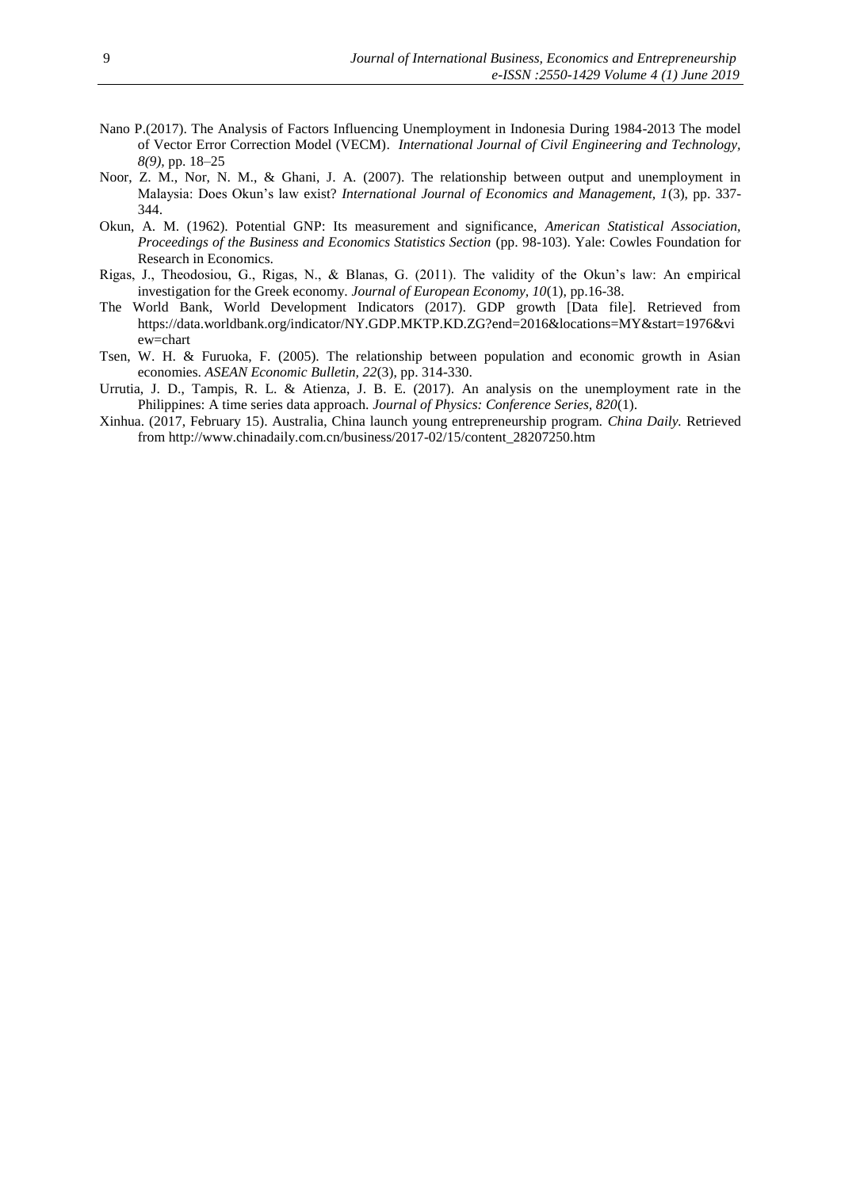Nano P.(2017). The Analysis of Factors Influencing Unemployment in Indonesia During 1984-2013 The model of Vector Error Correction Model (VECM). *International Journal of Civil Engineering and Technology, 8(9)*, pp. 18–25

Noor, Z. M., Nor, N. M., & Ghani, J. A. (2007). The relationship between output and unemployment in Malaysia: Does Okun's law exist? *International Journal of Economics and Management, 1*(3), pp. 337-344.

Okun, A. M. (1962). Potential GNP: Its measurement and significance, *American Statistical Association, Proceedings of the Business and Economics Statistics Section* (pp. 98-103). Yale: Cowles Foundation for Research in Economics.

Rigas, J., Theodosiou, G., Rigas, N., & Blanas, G. (2011). The validity of the Okun's law: An empirical investigation for the Greek economy. *Journal of European Economy, 10*(1), pp.16-38.

The World Bank, World Development Indicators (2017). GDP growth [Data file]. Retrieved from https://data.worldbank.org/indicator/NY.GDP.MKTP.KD.ZG?end=2016&locations=MY&start=1976&view=chart

Tsen, W. H. & Furuoka, F. (2005). The relationship between population and economic growth in Asian economies. *ASEAN Economic Bulletin, 22*(3), pp. 314-330.

Urrutia, J. D., Tampis, R. L. & Atienza, J. B. E. (2017). An analysis on the unemployment rate in the Philippines: A time series data approach. *Journal of Physics: Conference Series, 820*(1).

Xinhua. (2017, February 15). Australia, China launch young entrepreneurship program. *China Daily.* Retrieved from http://www.chinadaily.com.cn/business/2017-02/15/content_28207250.htm